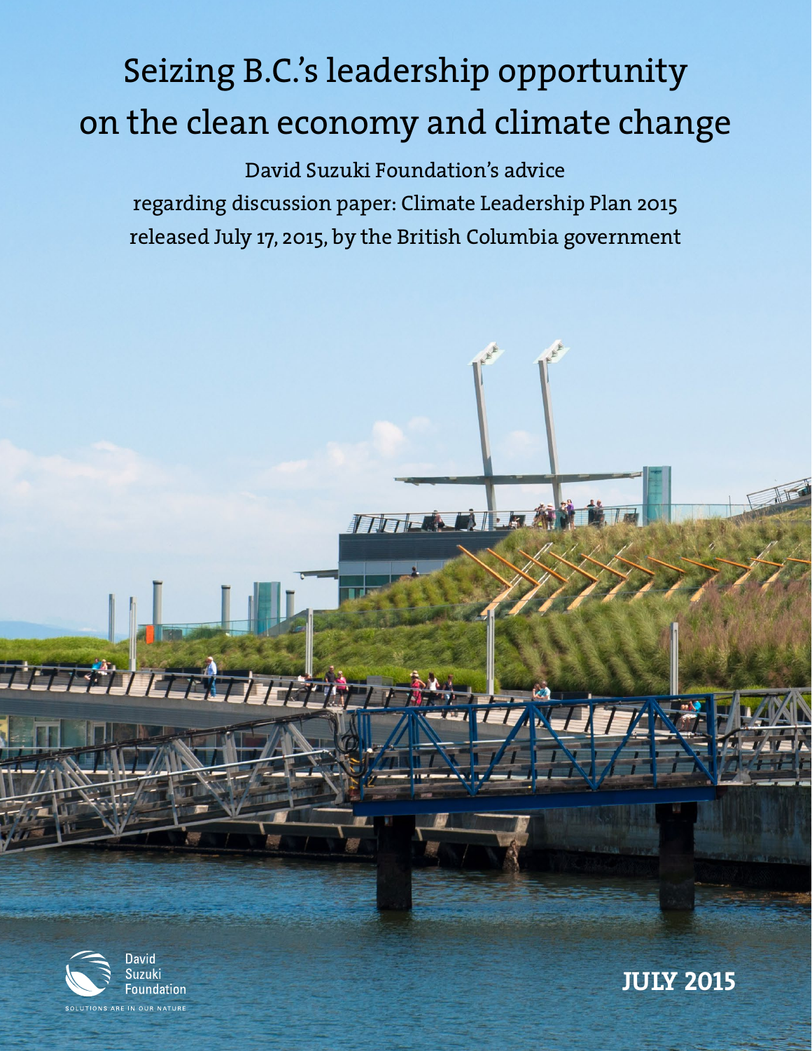# Seizing B.C.'s leadership opportunity on the clean economy and climate change

David Suzuki Foundation's advice regarding discussion paper: Climate Leadership Plan 2015 released July 17, 2015, by the British Columbia government

David Suzuki Foundation

SOLUTIONS ARE IN OUR NATURE

**JULY 2015**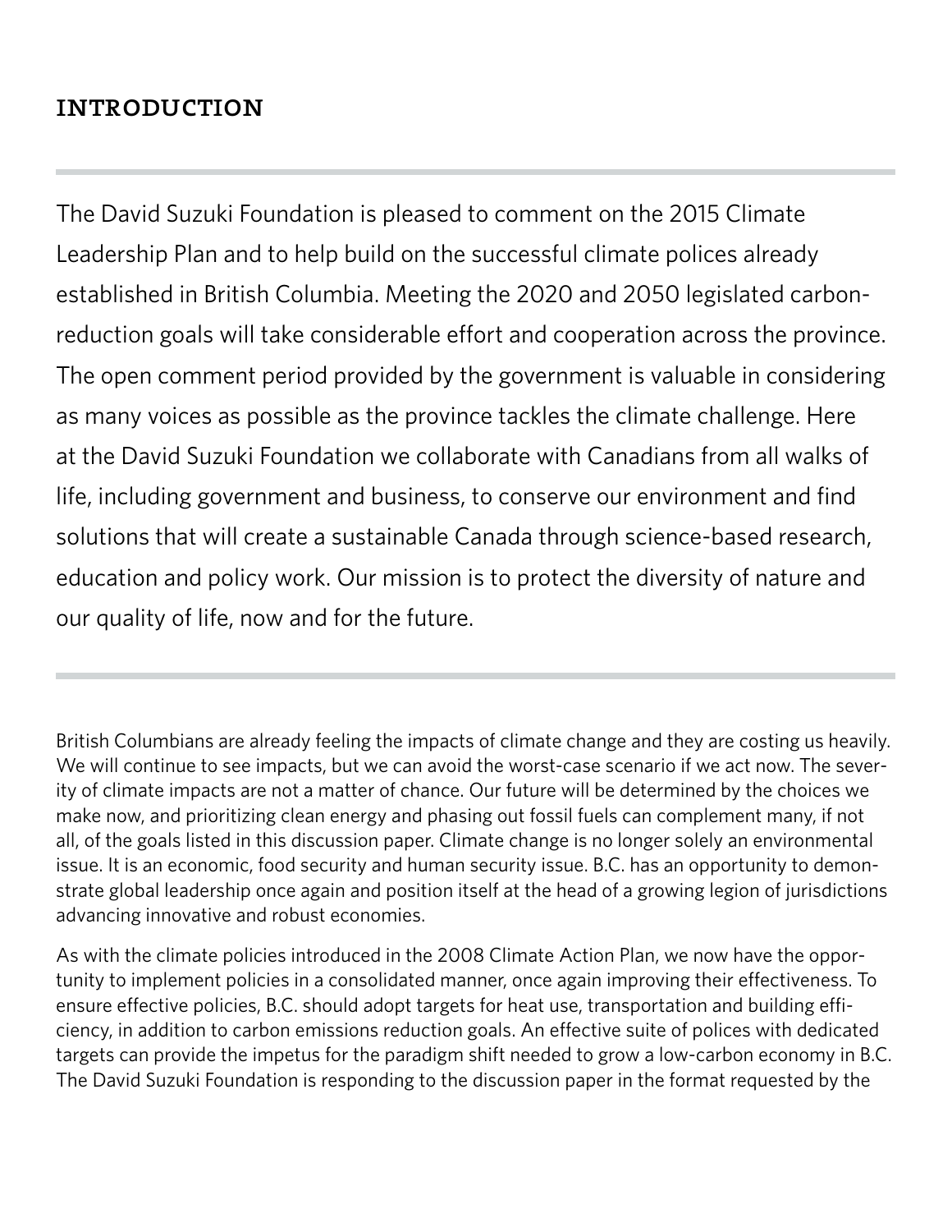## INTRODUCTION

The David Suzuki Foundation is pleased to comment on the 2015 Climate Leadership Plan and to help build on the successful climate polices already established in British Columbia. Meeting the 2020 and 2050 legislated carbon-reduction goals will take considerable effort and cooperation across the province. The open comment period provided by the government is valuable in considering as many voices as possible as the province tackles the climate challenge. Here at the David Suzuki Foundation we collaborate with Canadians from all walks of life, including government and business, to conserve our environment and find solutions that will create a sustainable Canada through science-based research, education and policy work. Our mission is to protect the diversity of nature and our quality of life, now and for the future.

British Columbians are already feeling the impacts of climate change and they are costing us heavily. We will continue to see impacts, but we can avoid the worst-case scenario if we act now. The severity of climate impacts are not a matter of chance. Our future will be determined by the choices we make now, and prioritizing clean energy and phasing out fossil fuels can complement many, if not all, of the goals listed in this discussion paper. Climate change is no longer solely an environmental issue. It is an economic, food security and human security issue. B.C. has an opportunity to demonstrate global leadership once again and position itself at the head of a growing legion of jurisdictions advancing innovative and robust economies.

As with the climate policies introduced in the 2008 Climate Action Plan, we now have the opportunity to implement policies in a consolidated manner, once again improving their effectiveness. To ensure effective policies, B.C. should adopt targets for heat use, transportation and building efficiency, in addition to carbon emissions reduction goals. An effective suite of polices with dedicated targets can provide the impetus for the paradigm shift needed to grow a low-carbon economy in B.C. The David Suzuki Foundation is responding to the discussion paper in the format requested by the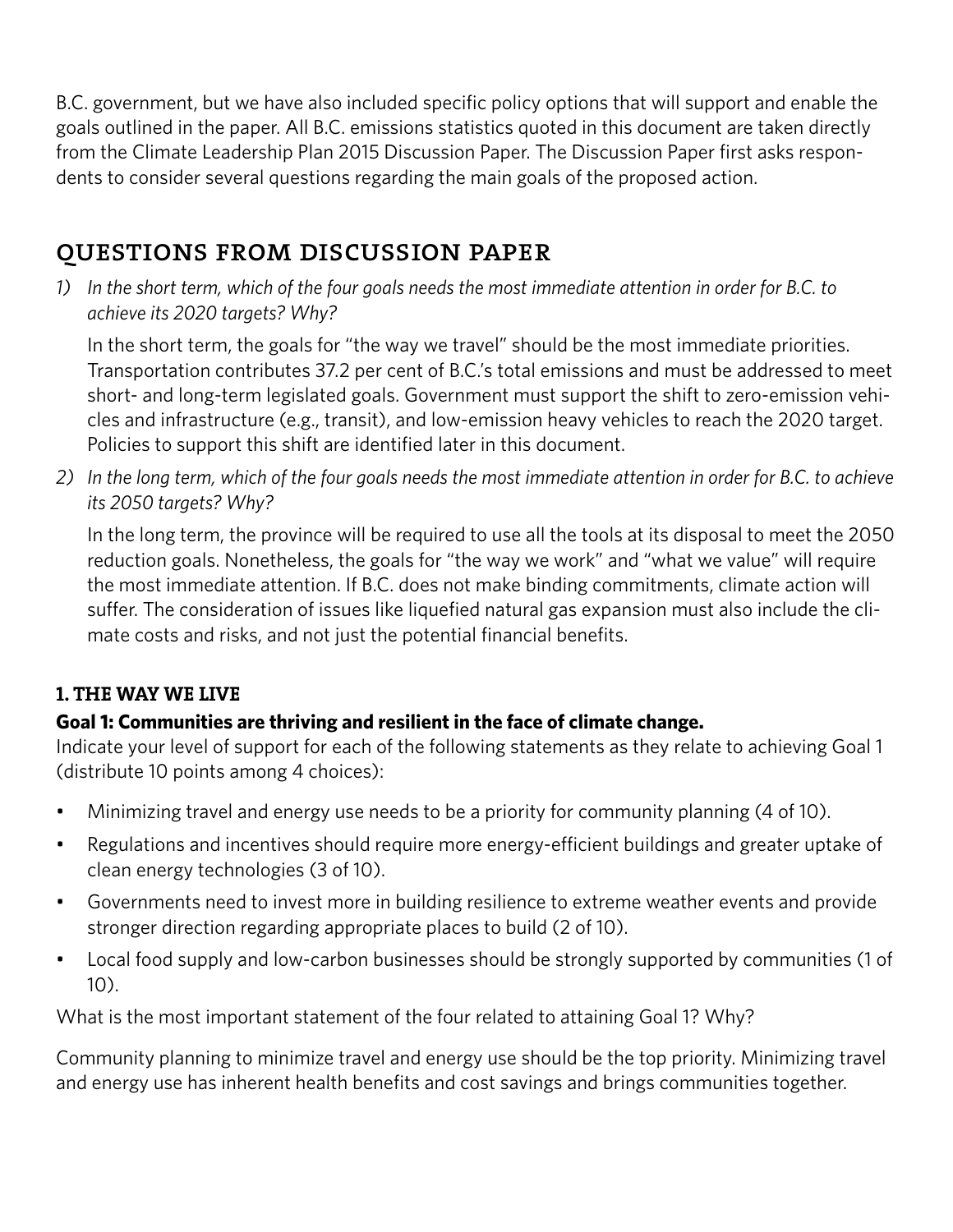B.C. government, but we have also included specific policy options that will support and enable the goals outlined in the paper. All B.C. emissions statistics quoted in this document are taken directly from the Climate Leadership Plan 2015 Discussion Paper. The Discussion Paper first asks respondents to consider several questions regarding the main goals of the proposed action.

## QUESTIONS FROM DISCUSSION PAPER

1) *In the short term, which of the four goals needs the most immediate attention in order for B.C. to achieve its 2020 targets? Why?*

   In the short term, the goals for "the way we travel" should be the most immediate priorities. Transportation contributes 37.2 per cent of B.C.'s total emissions and must be addressed to meet short- and long-term legislated goals. Government must support the shift to zero-emission vehicles and infrastructure (e.g., transit), and low-emission heavy vehicles to reach the 2020 target. Policies to support this shift are identified later in this document.

2) *In the long term, which of the four goals needs the most immediate attention in order for B.C. to achieve its 2050 targets? Why?*

   In the long term, the province will be required to use all the tools at its disposal to meet the 2050 reduction goals. Nonetheless, the goals for "the way we work" and "what we value" will require the most immediate attention. If B.C. does not make binding commitments, climate action will suffer. The consideration of issues like liquefied natural gas expansion must also include the climate costs and risks, and not just the potential financial benefits.

### 1. THE WAY WE LIVE

**Goal 1: Communities are thriving and resilient in the face of climate change.**

Indicate your level of support for each of the following statements as they relate to achieving Goal 1 (distribute 10 points among 4 choices):

- Minimizing travel and energy use needs to be a priority for community planning (4 of 10).
- Regulations and incentives should require more energy-efficient buildings and greater uptake of clean energy technologies (3 of 10).
- Governments need to invest more in building resilience to extreme weather events and provide stronger direction regarding appropriate places to build (2 of 10).
- Local food supply and low-carbon businesses should be strongly supported by communities (1 of 10).

What is the most important statement of the four related to attaining Goal 1? Why?

Community planning to minimize travel and energy use should be the top priority. Minimizing travel and energy use has inherent health benefits and cost savings and brings communities together.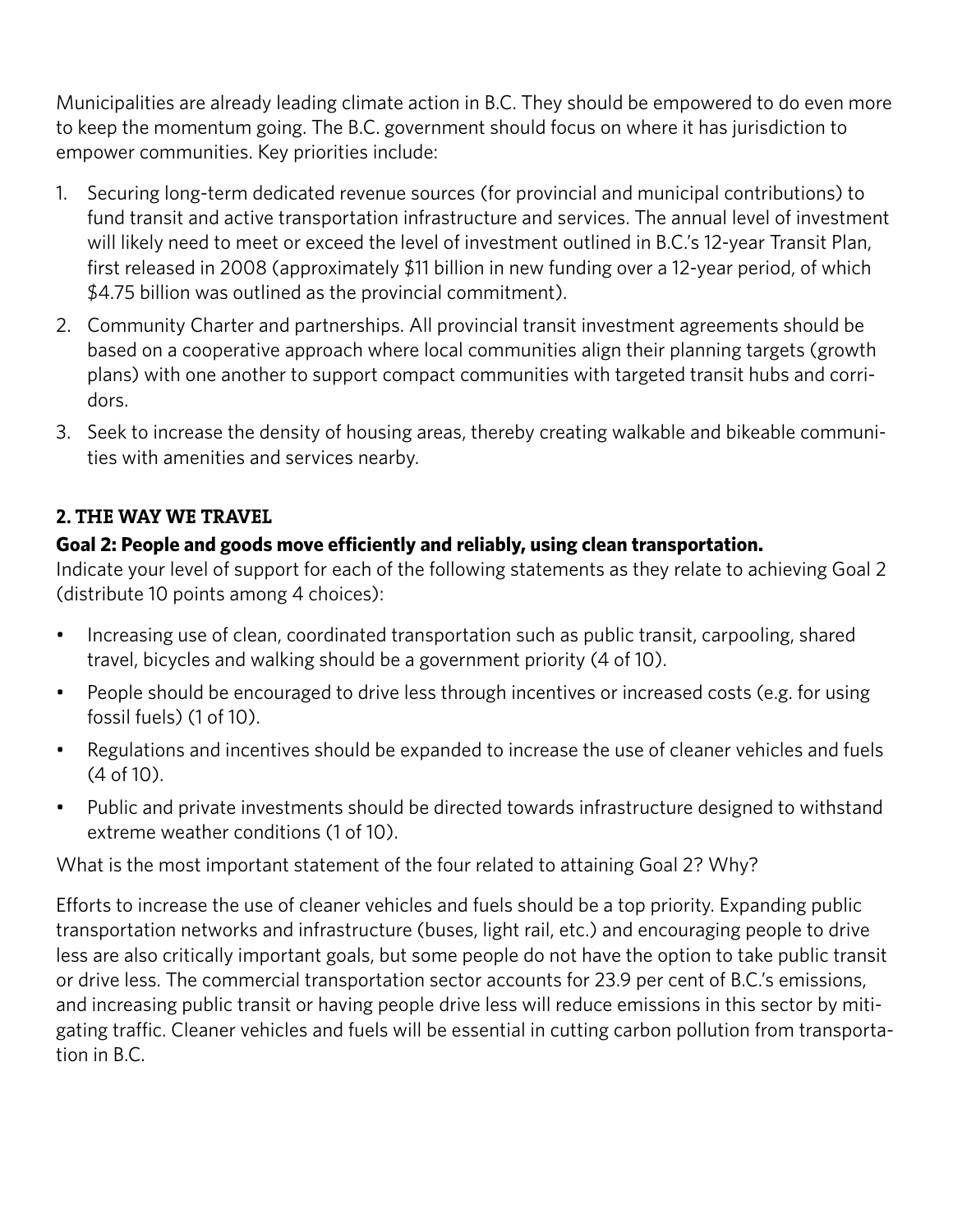Municipalities are already leading climate action in B.C. They should be empowered to do even more to keep the momentum going. The B.C. government should focus on where it has jurisdiction to empower communities. Key priorities include:

1. Securing long-term dedicated revenue sources (for provincial and municipal contributions) to fund transit and active transportation infrastructure and services. The annual level of investment will likely need to meet or exceed the level of investment outlined in B.C.'s 12-year Transit Plan, first released in 2008 (approximately $11 billion in new funding over a 12-year period, of which $4.75 billion was outlined as the provincial commitment).
2. Community Charter and partnerships. All provincial transit investment agreements should be based on a cooperative approach where local communities align their planning targets (growth plans) with one another to support compact communities with targeted transit hubs and corridors.
3. Seek to increase the density of housing areas, thereby creating walkable and bikeable communities with amenities and services nearby.

## 2. THE WAY WE TRAVEL

**Goal 2: People and goods move efficiently and reliably, using clean transportation.**

Indicate your level of support for each of the following statements as they relate to achieving Goal 2 (distribute 10 points among 4 choices):

- Increasing use of clean, coordinated transportation such as public transit, carpooling, shared travel, bicycles and walking should be a government priority (4 of 10).
- People should be encouraged to drive less through incentives or increased costs (e.g. for using fossil fuels) (1 of 10).
- Regulations and incentives should be expanded to increase the use of cleaner vehicles and fuels (4 of 10).
- Public and private investments should be directed towards infrastructure designed to withstand extreme weather conditions (1 of 10).

What is the most important statement of the four related to attaining Goal 2? Why?

Efforts to increase the use of cleaner vehicles and fuels should be a top priority. Expanding public transportation networks and infrastructure (buses, light rail, etc.) and encouraging people to drive less are also critically important goals, but some people do not have the option to take public transit or drive less. The commercial transportation sector accounts for 23.9 per cent of B.C.'s emissions, and increasing public transit or having people drive less will reduce emissions in this sector by mitigating traffic. Cleaner vehicles and fuels will be essential in cutting carbon pollution from transportation in B.C.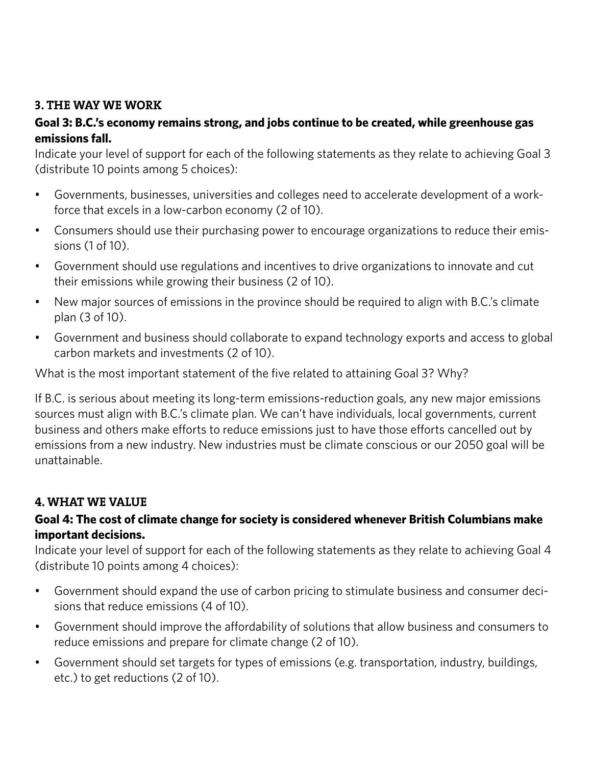### 3. THE WAY WE WORK

**Goal 3: B.C.'s economy remains strong, and jobs continue to be created, while greenhouse gas emissions fall.**

Indicate your level of support for each of the following statements as they relate to achieving Goal 3 (distribute 10 points among 5 choices):

- Governments, businesses, universities and colleges need to accelerate development of a workforce that excels in a low-carbon economy (2 of 10).
- Consumers should use their purchasing power to encourage organizations to reduce their emissions (1 of 10).
- Government should use regulations and incentives to drive organizations to innovate and cut their emissions while growing their business (2 of 10).
- New major sources of emissions in the province should be required to align with B.C.'s climate plan (3 of 10).
- Government and business should collaborate to expand technology exports and access to global carbon markets and investments (2 of 10).

What is the most important statement of the five related to attaining Goal 3? Why?

If B.C. is serious about meeting its long-term emissions-reduction goals, any new major emissions sources must align with B.C.'s climate plan. We can't have individuals, local governments, current business and others make efforts to reduce emissions just to have those efforts cancelled out by emissions from a new industry. New industries must be climate conscious or our 2050 goal will be unattainable.

### 4. WHAT WE VALUE

**Goal 4: The cost of climate change for society is considered whenever British Columbians make important decisions.**

Indicate your level of support for each of the following statements as they relate to achieving Goal 4 (distribute 10 points among 4 choices):

- Government should expand the use of carbon pricing to stimulate business and consumer decisions that reduce emissions (4 of 10).
- Government should improve the affordability of solutions that allow business and consumers to reduce emissions and prepare for climate change (2 of 10).
- Government should set targets for types of emissions (e.g. transportation, industry, buildings, etc.) to get reductions (2 of 10).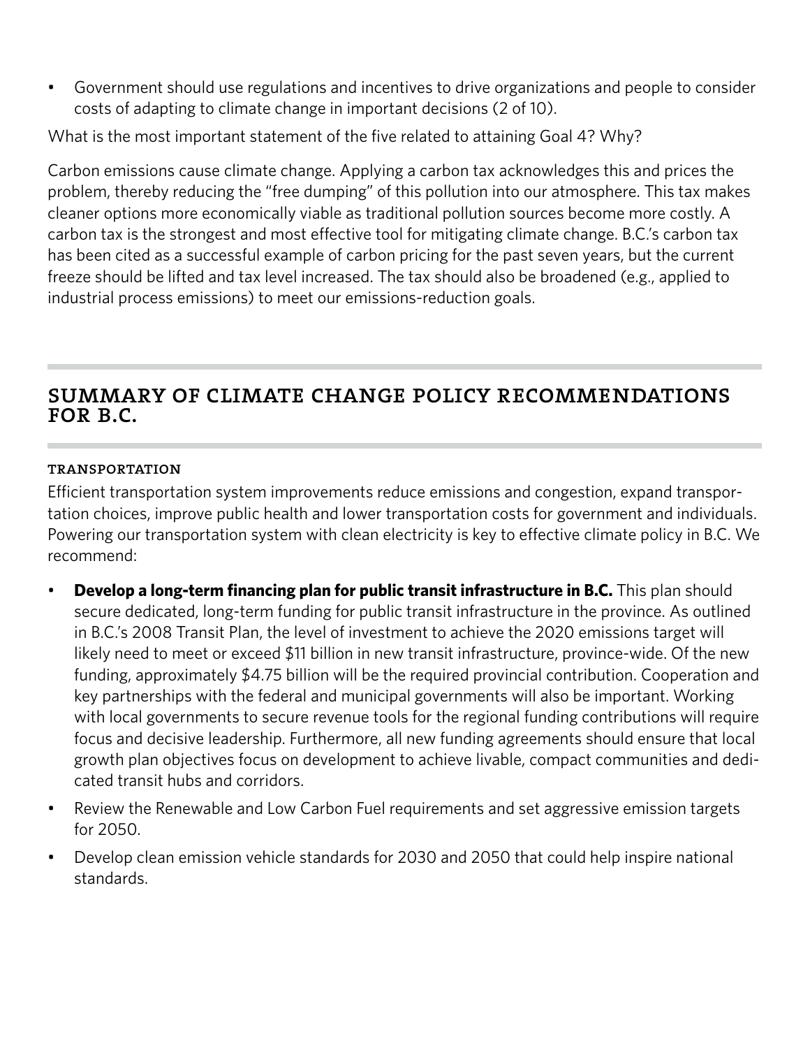- Government should use regulations and incentives to drive organizations and people to consider costs of adapting to climate change in important decisions (2 of 10).

What is the most important statement of the five related to attaining Goal 4? Why?

Carbon emissions cause climate change. Applying a carbon tax acknowledges this and prices the problem, thereby reducing the "free dumping" of this pollution into our atmosphere. This tax makes cleaner options more economically viable as traditional pollution sources become more costly. A carbon tax is the strongest and most effective tool for mitigating climate change. B.C.'s carbon tax has been cited as a successful example of carbon pricing for the past seven years, but the current freeze should be lifted and tax level increased. The tax should also be broadened (e.g., applied to industrial process emissions) to meet our emissions-reduction goals.

## SUMMARY OF CLIMATE CHANGE POLICY RECOMMENDATIONS FOR B.C.

### TRANSPORTATION

Efficient transportation system improvements reduce emissions and congestion, expand transportation choices, improve public health and lower transportation costs for government and individuals. Powering our transportation system with clean electricity is key to effective climate policy in B.C. We recommend:

- **Develop a long-term financing plan for public transit infrastructure in B.C.** This plan should secure dedicated, long-term funding for public transit infrastructure in the province. As outlined in B.C.'s 2008 Transit Plan, the level of investment to achieve the 2020 emissions target will likely need to meet or exceed $11 billion in new transit infrastructure, province-wide. Of the new funding, approximately $4.75 billion will be the required provincial contribution. Cooperation and key partnerships with the federal and municipal governments will also be important. Working with local governments to secure revenue tools for the regional funding contributions will require focus and decisive leadership. Furthermore, all new funding agreements should ensure that local growth plan objectives focus on development to achieve livable, compact communities and dedicated transit hubs and corridors.
- Review the Renewable and Low Carbon Fuel requirements and set aggressive emission targets for 2050.
- Develop clean emission vehicle standards for 2030 and 2050 that could help inspire national standards.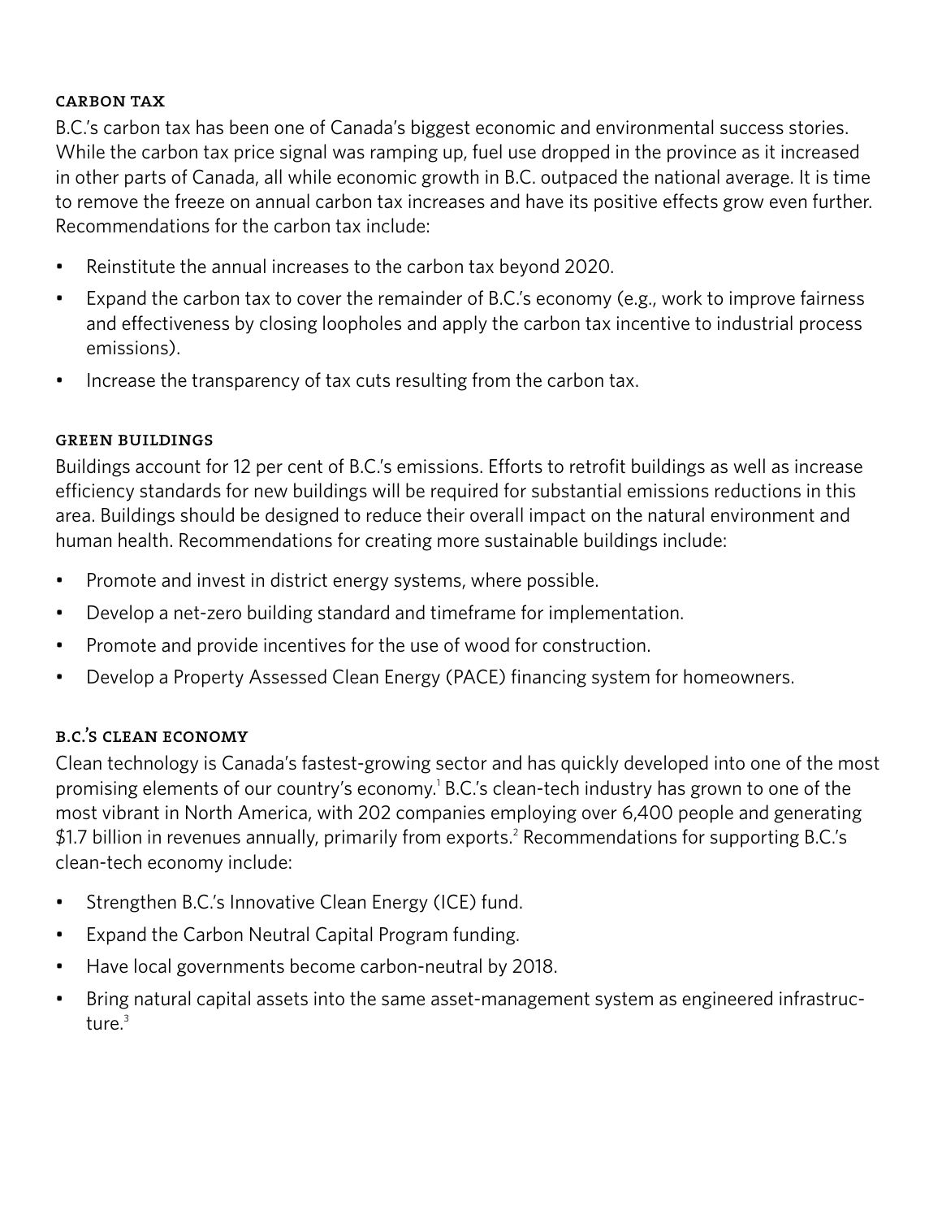### CARBON TAX

B.C.'s carbon tax has been one of Canada's biggest economic and environmental success stories. While the carbon tax price signal was ramping up, fuel use dropped in the province as it increased in other parts of Canada, all while economic growth in B.C. outpaced the national average. It is time to remove the freeze on annual carbon tax increases and have its positive effects grow even further. Recommendations for the carbon tax include:

- Reinstitute the annual increases to the carbon tax beyond 2020.
- Expand the carbon tax to cover the remainder of B.C.'s economy (e.g., work to improve fairness and effectiveness by closing loopholes and apply the carbon tax incentive to industrial process emissions).
- Increase the transparency of tax cuts resulting from the carbon tax.

### GREEN BUILDINGS

Buildings account for 12 per cent of B.C.'s emissions. Efforts to retrofit buildings as well as increase efficiency standards for new buildings will be required for substantial emissions reductions in this area. Buildings should be designed to reduce their overall impact on the natural environment and human health. Recommendations for creating more sustainable buildings include:

- Promote and invest in district energy systems, where possible.
- Develop a net-zero building standard and timeframe for implementation.
- Promote and provide incentives for the use of wood for construction.
- Develop a Property Assessed Clean Energy (PACE) financing system for homeowners.

### B.C.'S CLEAN ECONOMY

Clean technology is Canada's fastest-growing sector and has quickly developed into one of the most promising elements of our country's economy.[1] B.C.'s clean-tech industry has grown to one of the most vibrant in North America, with 202 companies employing over 6,400 people and generating $1.7 billion in revenues annually, primarily from exports.[2] Recommendations for supporting B.C.'s clean-tech economy include:

- Strengthen B.C.'s Innovative Clean Energy (ICE) fund.
- Expand the Carbon Neutral Capital Program funding.
- Have local governments become carbon-neutral by 2018.
- Bring natural capital assets into the same asset-management system as engineered infrastructure.[3]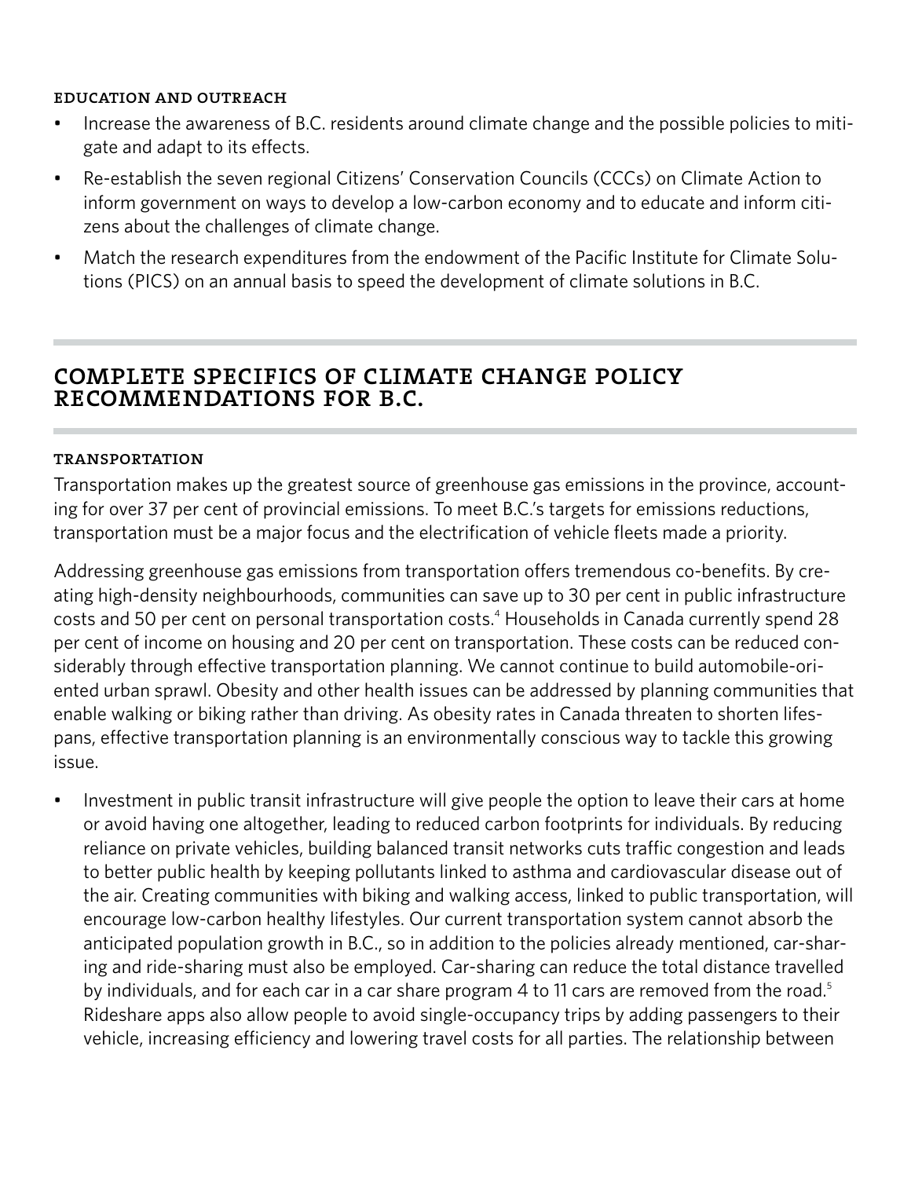### EDUCATION AND OUTREACH

- Increase the awareness of B.C. residents around climate change and the possible policies to mitigate and adapt to its effects.
- Re-establish the seven regional Citizens' Conservation Councils (CCCs) on Climate Action to inform government on ways to develop a low-carbon economy and to educate and inform citizens about the challenges of climate change.
- Match the research expenditures from the endowment of the Pacific Institute for Climate Solutions (PICS) on an annual basis to speed the development of climate solutions in B.C.

## COMPLETE SPECIFICS OF CLIMATE CHANGE POLICY RECOMMENDATIONS FOR B.C.

### TRANSPORTATION

Transportation makes up the greatest source of greenhouse gas emissions in the province, accounting for over 37 per cent of provincial emissions. To meet B.C.'s targets for emissions reductions, transportation must be a major focus and the electrification of vehicle fleets made a priority.

Addressing greenhouse gas emissions from transportation offers tremendous co-benefits. By creating high-density neighbourhoods, communities can save up to 30 per cent in public infrastructure costs and 50 per cent on personal transportation costs.[4] Households in Canada currently spend 28 per cent of income on housing and 20 per cent on transportation. These costs can be reduced considerably through effective transportation planning. We cannot continue to build automobile-oriented urban sprawl. Obesity and other health issues can be addressed by planning communities that enable walking or biking rather than driving. As obesity rates in Canada threaten to shorten lifespans, effective transportation planning is an environmentally conscious way to tackle this growing issue.

- Investment in public transit infrastructure will give people the option to leave their cars at home or avoid having one altogether, leading to reduced carbon footprints for individuals. By reducing reliance on private vehicles, building balanced transit networks cuts traffic congestion and leads to better public health by keeping pollutants linked to asthma and cardiovascular disease out of the air. Creating communities with biking and walking access, linked to public transportation, will encourage low-carbon healthy lifestyles. Our current transportation system cannot absorb the anticipated population growth in B.C., so in addition to the policies already mentioned, car-sharing and ride-sharing must also be employed. Car-sharing can reduce the total distance travelled by individuals, and for each car in a car share program 4 to 11 cars are removed from the road.[5] Rideshare apps also allow people to avoid single-occupancy trips by adding passengers to their vehicle, increasing efficiency and lowering travel costs for all parties. The relationship between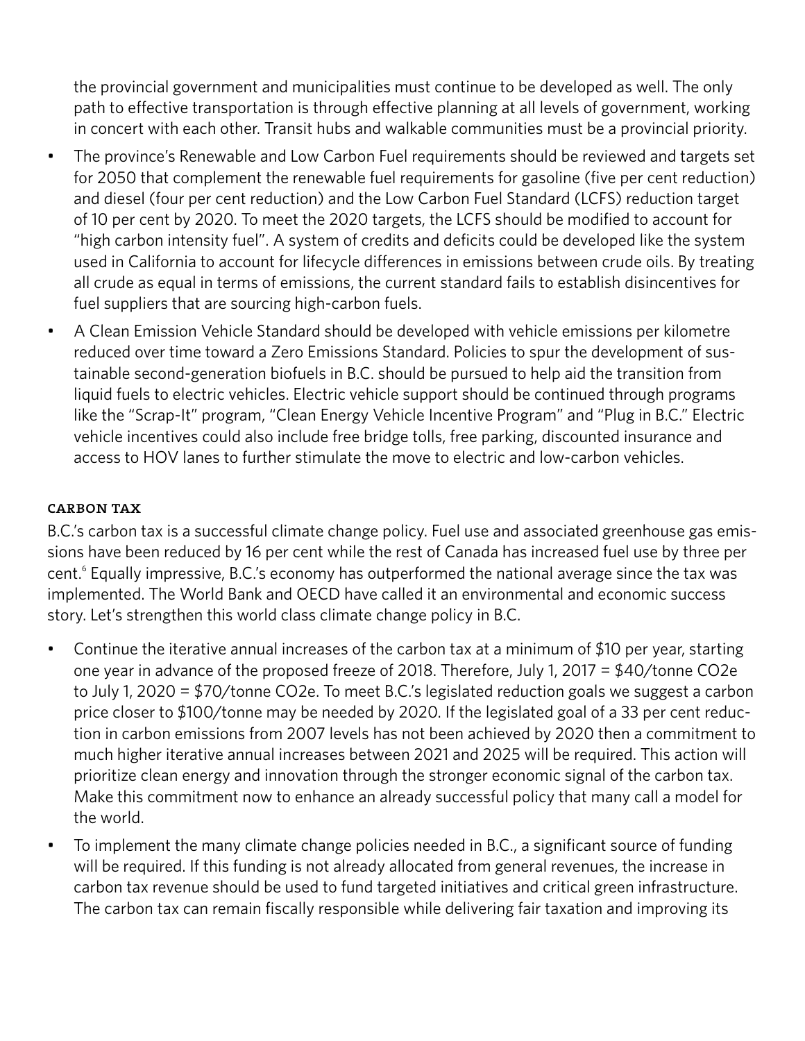the provincial government and municipalities must continue to be developed as well. The only path to effective transportation is through effective planning at all levels of government, working in concert with each other. Transit hubs and walkable communities must be a provincial priority.

- The province's Renewable and Low Carbon Fuel requirements should be reviewed and targets set for 2050 that complement the renewable fuel requirements for gasoline (five per cent reduction) and diesel (four per cent reduction) and the Low Carbon Fuel Standard (LCFS) reduction target of 10 per cent by 2020. To meet the 2020 targets, the LCFS should be modified to account for "high carbon intensity fuel". A system of credits and deficits could be developed like the system used in California to account for lifecycle differences in emissions between crude oils. By treating all crude as equal in terms of emissions, the current standard fails to establish disincentives for fuel suppliers that are sourcing high-carbon fuels.
- A Clean Emission Vehicle Standard should be developed with vehicle emissions per kilometre reduced over time toward a Zero Emissions Standard. Policies to spur the development of sustainable second-generation biofuels in B.C. should be pursued to help aid the transition from liquid fuels to electric vehicles. Electric vehicle support should be continued through programs like the "Scrap-It" program, "Clean Energy Vehicle Incentive Program" and "Plug in B.C." Electric vehicle incentives could also include free bridge tolls, free parking, discounted insurance and access to HOV lanes to further stimulate the move to electric and low-carbon vehicles.

### CARBON TAX

B.C.'s carbon tax is a successful climate change policy. Fuel use and associated greenhouse gas emissions have been reduced by 16 per cent while the rest of Canada has increased fuel use by three per cent.[6] Equally impressive, B.C.'s economy has outperformed the national average since the tax was implemented. The World Bank and OECD have called it an environmental and economic success story. Let's strengthen this world class climate change policy in B.C.

- Continue the iterative annual increases of the carbon tax at a minimum of $10 per year, starting one year in advance of the proposed freeze of 2018. Therefore, July 1, 2017 = $40/tonne CO2e to July 1, 2020 = $70/tonne CO2e. To meet B.C.'s legislated reduction goals we suggest a carbon price closer to $100/tonne may be needed by 2020. If the legislated goal of a 33 per cent reduction in carbon emissions from 2007 levels has not been achieved by 2020 then a commitment to much higher iterative annual increases between 2021 and 2025 will be required. This action will prioritize clean energy and innovation through the stronger economic signal of the carbon tax. Make this commitment now to enhance an already successful policy that many call a model for the world.
- To implement the many climate change policies needed in B.C., a significant source of funding will be required. If this funding is not already allocated from general revenues, the increase in carbon tax revenue should be used to fund targeted initiatives and critical green infrastructure. The carbon tax can remain fiscally responsible while delivering fair taxation and improving its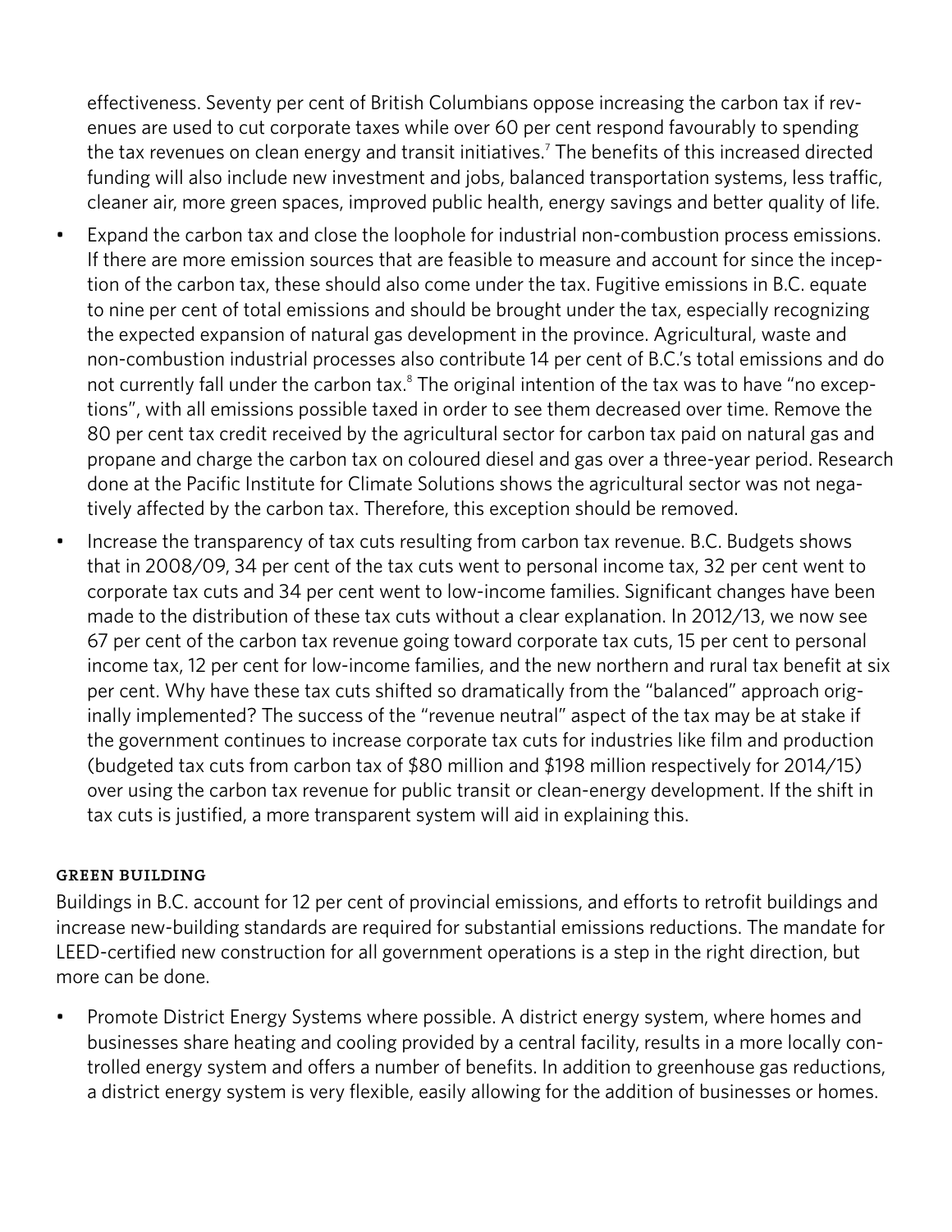effectiveness. Seventy per cent of British Columbians oppose increasing the carbon tax if revenues are used to cut corporate taxes while over 60 per cent respond favourably to spending the tax revenues on clean energy and transit initiatives.[7] The benefits of this increased directed funding will also include new investment and jobs, balanced transportation systems, less traffic, cleaner air, more green spaces, improved public health, energy savings and better quality of life.

- Expand the carbon tax and close the loophole for industrial non-combustion process emissions. If there are more emission sources that are feasible to measure and account for since the inception of the carbon tax, these should also come under the tax. Fugitive emissions in B.C. equate to nine per cent of total emissions and should be brought under the tax, especially recognizing the expected expansion of natural gas development in the province. Agricultural, waste and non-combustion industrial processes also contribute 14 per cent of B.C.'s total emissions and do not currently fall under the carbon tax.[8] The original intention of the tax was to have "no exceptions", with all emissions possible taxed in order to see them decreased over time. Remove the 80 per cent tax credit received by the agricultural sector for carbon tax paid on natural gas and propane and charge the carbon tax on coloured diesel and gas over a three-year period. Research done at the Pacific Institute for Climate Solutions shows the agricultural sector was not negatively affected by the carbon tax. Therefore, this exception should be removed.
- Increase the transparency of tax cuts resulting from carbon tax revenue. B.C. Budgets shows that in 2008/09, 34 per cent of the tax cuts went to personal income tax, 32 per cent went to corporate tax cuts and 34 per cent went to low-income families. Significant changes have been made to the distribution of these tax cuts without a clear explanation. In 2012/13, we now see 67 per cent of the carbon tax revenue going toward corporate tax cuts, 15 per cent to personal income tax, 12 per cent for low-income families, and the new northern and rural tax benefit at six per cent. Why have these tax cuts shifted so dramatically from the "balanced" approach originally implemented? The success of the "revenue neutral" aspect of the tax may be at stake if the government continues to increase corporate tax cuts for industries like film and production (budgeted tax cuts from carbon tax of $80 million and $198 million respectively for 2014/15) over using the carbon tax revenue for public transit or clean-energy development. If the shift in tax cuts is justified, a more transparent system will aid in explaining this.

### GREEN BUILDING

Buildings in B.C. account for 12 per cent of provincial emissions, and efforts to retrofit buildings and increase new-building standards are required for substantial emissions reductions. The mandate for LEED-certified new construction for all government operations is a step in the right direction, but more can be done.

- Promote District Energy Systems where possible. A district energy system, where homes and businesses share heating and cooling provided by a central facility, results in a more locally controlled energy system and offers a number of benefits. In addition to greenhouse gas reductions, a district energy system is very flexible, easily allowing for the addition of businesses or homes.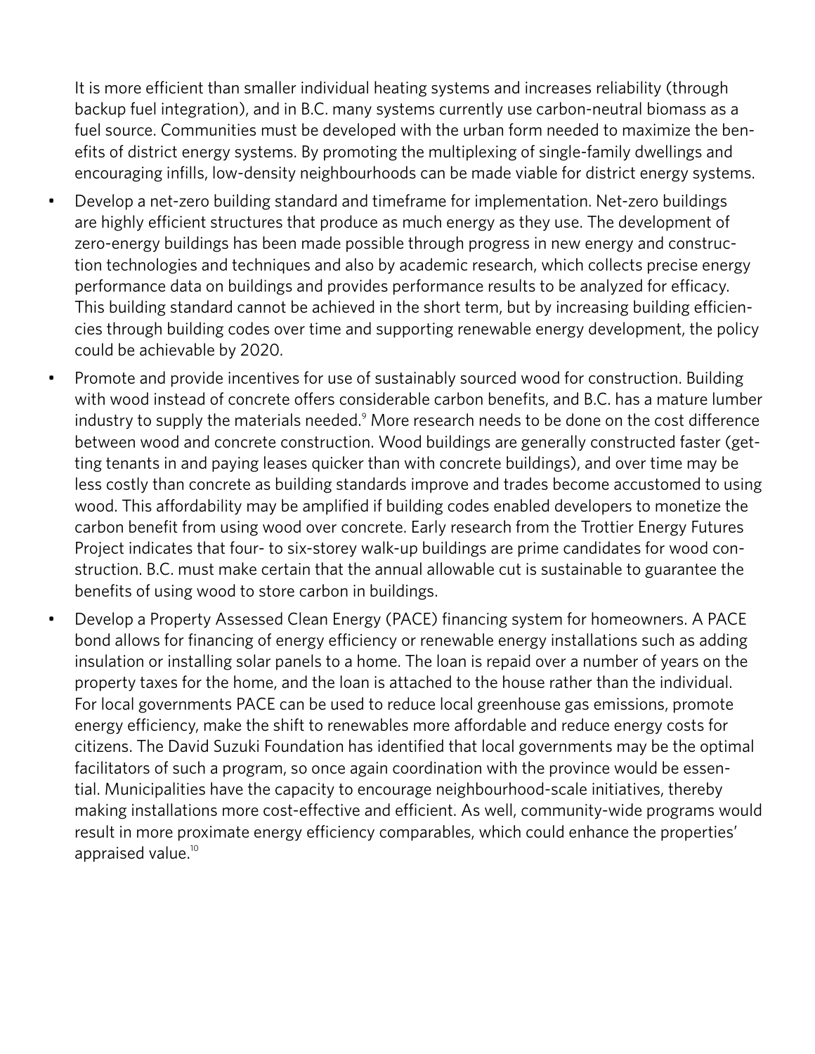It is more efficient than smaller individual heating systems and increases reliability (through backup fuel integration), and in B.C. many systems currently use carbon-neutral biomass as a fuel source. Communities must be developed with the urban form needed to maximize the benefits of district energy systems. By promoting the multiplexing of single-family dwellings and encouraging infills, low-density neighbourhoods can be made viable for district energy systems.

- Develop a net-zero building standard and timeframe for implementation. Net-zero buildings are highly efficient structures that produce as much energy as they use. The development of zero-energy buildings has been made possible through progress in new energy and construction technologies and techniques and also by academic research, which collects precise energy performance data on buildings and provides performance results to be analyzed for efficacy. This building standard cannot be achieved in the short term, but by increasing building efficiencies through building codes over time and supporting renewable energy development, the policy could be achievable by 2020.
- Promote and provide incentives for use of sustainably sourced wood for construction. Building with wood instead of concrete offers considerable carbon benefits, and B.C. has a mature lumber industry to supply the materials needed.[9] More research needs to be done on the cost difference between wood and concrete construction. Wood buildings are generally constructed faster (getting tenants in and paying leases quicker than with concrete buildings), and over time may be less costly than concrete as building standards improve and trades become accustomed to using wood. This affordability may be amplified if building codes enabled developers to monetize the carbon benefit from using wood over concrete. Early research from the Trottier Energy Futures Project indicates that four- to six-storey walk-up buildings are prime candidates for wood construction. B.C. must make certain that the annual allowable cut is sustainable to guarantee the benefits of using wood to store carbon in buildings.
- Develop a Property Assessed Clean Energy (PACE) financing system for homeowners. A PACE bond allows for financing of energy efficiency or renewable energy installations such as adding insulation or installing solar panels to a home. The loan is repaid over a number of years on the property taxes for the home, and the loan is attached to the house rather than the individual. For local governments PACE can be used to reduce local greenhouse gas emissions, promote energy efficiency, make the shift to renewables more affordable and reduce energy costs for citizens. The David Suzuki Foundation has identified that local governments may be the optimal facilitators of such a program, so once again coordination with the province would be essential. Municipalities have the capacity to encourage neighbourhood-scale initiatives, thereby making installations more cost-effective and efficient. As well, community-wide programs would result in more proximate energy efficiency comparables, which could enhance the properties' appraised value.[10]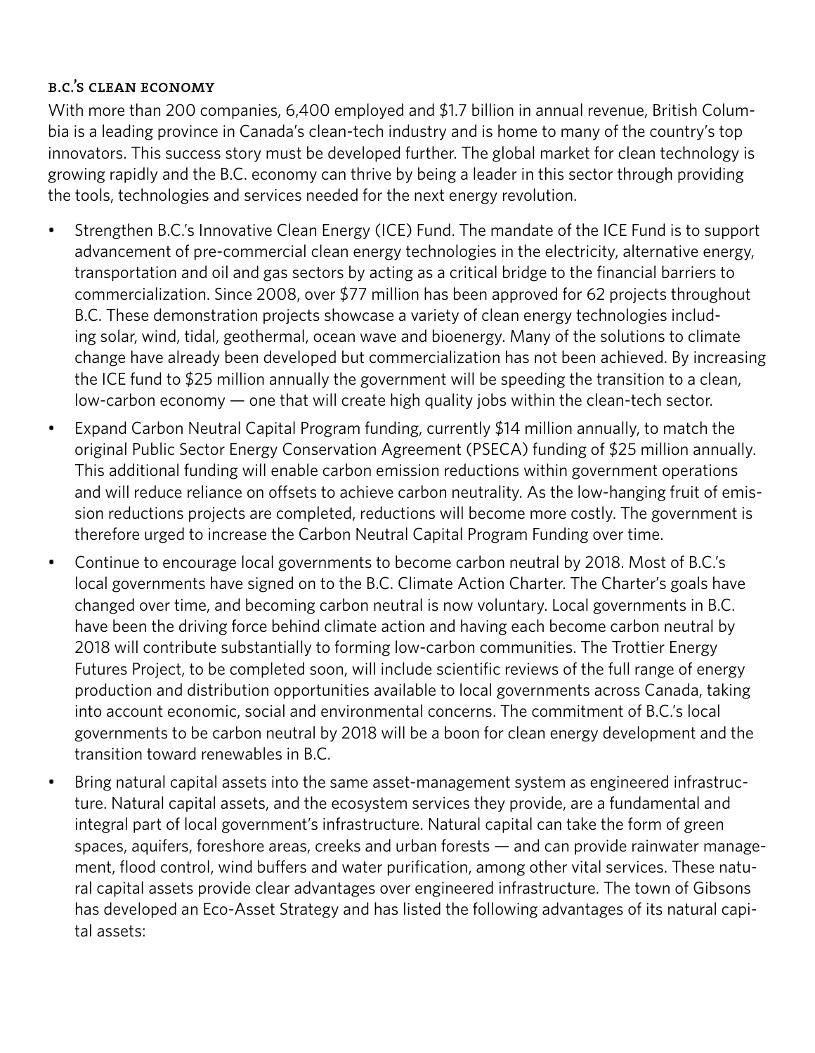### B.C.'s clean economy

With more than 200 companies, 6,400 employed and $1.7 billion in annual revenue, British Columbia is a leading province in Canada's clean-tech industry and is home to many of the country's top innovators. This success story must be developed further. The global market for clean technology is growing rapidly and the B.C. economy can thrive by being a leader in this sector through providing the tools, technologies and services needed for the next energy revolution.

- Strengthen B.C.'s Innovative Clean Energy (ICE) Fund. The mandate of the ICE Fund is to support advancement of pre-commercial clean energy technologies in the electricity, alternative energy, transportation and oil and gas sectors by acting as a critical bridge to the financial barriers to commercialization. Since 2008, over $77 million has been approved for 62 projects throughout B.C. These demonstration projects showcase a variety of clean energy technologies including solar, wind, tidal, geothermal, ocean wave and bioenergy. Many of the solutions to climate change have already been developed but commercialization has not been achieved. By increasing the ICE fund to $25 million annually the government will be speeding the transition to a clean, low-carbon economy — one that will create high quality jobs within the clean-tech sector.
- Expand Carbon Neutral Capital Program funding, currently $14 million annually, to match the original Public Sector Energy Conservation Agreement (PSECA) funding of $25 million annually. This additional funding will enable carbon emission reductions within government operations and will reduce reliance on offsets to achieve carbon neutrality. As the low-hanging fruit of emission reductions projects are completed, reductions will become more costly. The government is therefore urged to increase the Carbon Neutral Capital Program Funding over time.
- Continue to encourage local governments to become carbon neutral by 2018. Most of B.C.'s local governments have signed on to the B.C. Climate Action Charter. The Charter's goals have changed over time, and becoming carbon neutral is now voluntary. Local governments in B.C. have been the driving force behind climate action and having each become carbon neutral by 2018 will contribute substantially to forming low-carbon communities. The Trottier Energy Futures Project, to be completed soon, will include scientific reviews of the full range of energy production and distribution opportunities available to local governments across Canada, taking into account economic, social and environmental concerns. The commitment of B.C.'s local governments to be carbon neutral by 2018 will be a boon for clean energy development and the transition toward renewables in B.C.
- Bring natural capital assets into the same asset-management system as engineered infrastructure. Natural capital assets, and the ecosystem services they provide, are a fundamental and integral part of local government's infrastructure. Natural capital can take the form of green spaces, aquifers, foreshore areas, creeks and urban forests — and can provide rainwater management, flood control, wind buffers and water purification, among other vital services. These natural capital assets provide clear advantages over engineered infrastructure. The town of Gibsons has developed an Eco-Asset Strategy and has listed the following advantages of its natural capital assets: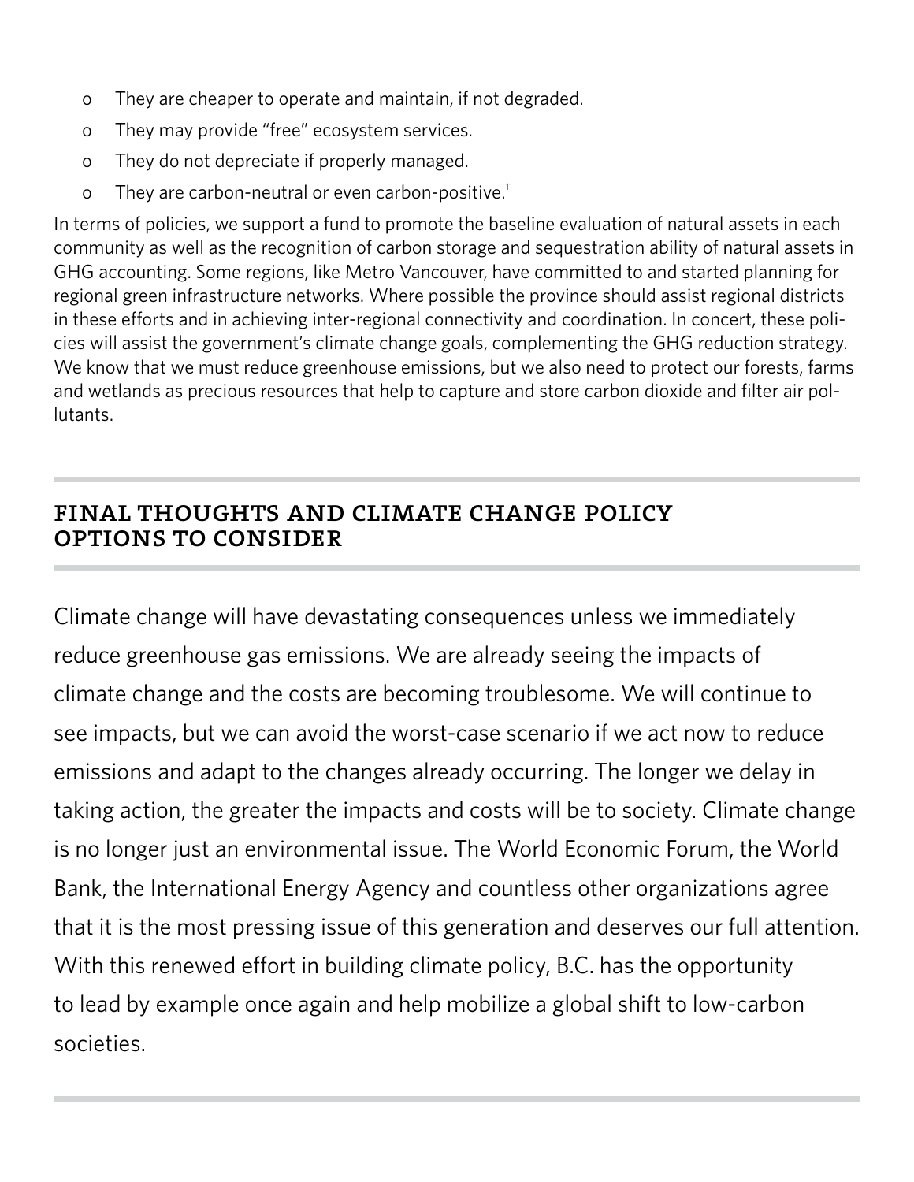- They are cheaper to operate and maintain, if not degraded.
- They may provide "free" ecosystem services.
- They do not depreciate if properly managed.
- They are carbon-neutral or even carbon-positive.[11]

In terms of policies, we support a fund to promote the baseline evaluation of natural assets in each community as well as the recognition of carbon storage and sequestration ability of natural assets in GHG accounting. Some regions, like Metro Vancouver, have committed to and started planning for regional green infrastructure networks. Where possible the province should assist regional districts in these efforts and in achieving inter-regional connectivity and coordination. In concert, these policies will assist the government's climate change goals, complementing the GHG reduction strategy. We know that we must reduce greenhouse emissions, but we also need to protect our forests, farms and wetlands as precious resources that help to capture and store carbon dioxide and filter air pollutants.

## FINAL THOUGHTS AND CLIMATE CHANGE POLICY OPTIONS TO CONSIDER

Climate change will have devastating consequences unless we immediately reduce greenhouse gas emissions. We are already seeing the impacts of climate change and the costs are becoming troublesome. We will continue to see impacts, but we can avoid the worst-case scenario if we act now to reduce emissions and adapt to the changes already occurring. The longer we delay in taking action, the greater the impacts and costs will be to society. Climate change is no longer just an environmental issue. The World Economic Forum, the World Bank, the International Energy Agency and countless other organizations agree that it is the most pressing issue of this generation and deserves our full attention. With this renewed effort in building climate policy, B.C. has the opportunity to lead by example once again and help mobilize a global shift to low-carbon societies.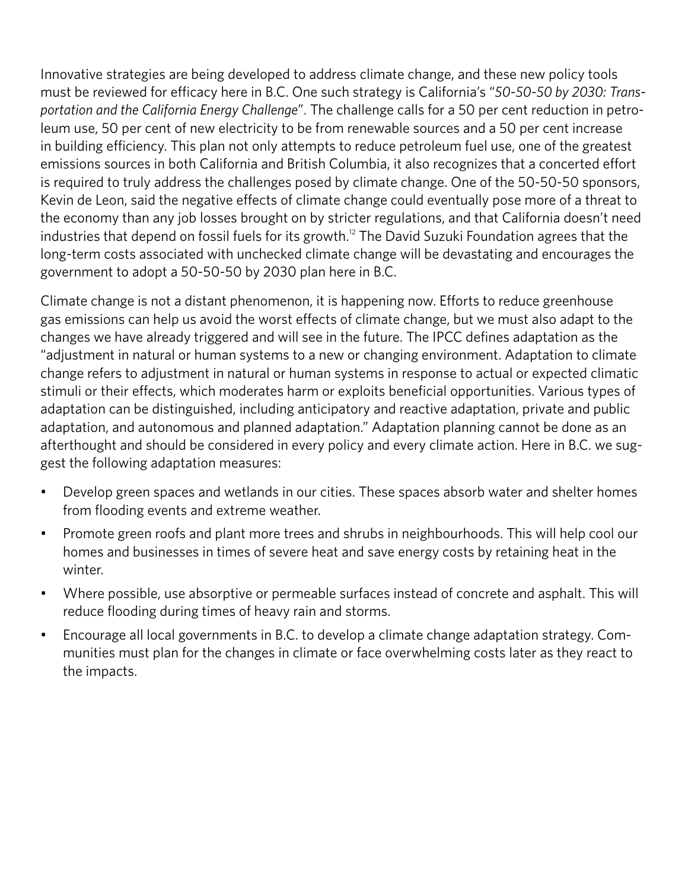Innovative strategies are being developed to address climate change, and these new policy tools must be reviewed for efficacy here in B.C. One such strategy is California's "*50-50-50 by 2030: Transportation and the California Energy Challenge*". The challenge calls for a 50 per cent reduction in petroleum use, 50 per cent of new electricity to be from renewable sources and a 50 per cent increase in building efficiency. This plan not only attempts to reduce petroleum fuel use, one of the greatest emissions sources in both California and British Columbia, it also recognizes that a concerted effort is required to truly address the challenges posed by climate change. One of the 50-50-50 sponsors, Kevin de Leon, said the negative effects of climate change could eventually pose more of a threat to the economy than any job losses brought on by stricter regulations, and that California doesn't need industries that depend on fossil fuels for its growth.[12] The David Suzuki Foundation agrees that the long-term costs associated with unchecked climate change will be devastating and encourages the government to adopt a 50-50-50 by 2030 plan here in B.C.

Climate change is not a distant phenomenon, it is happening now. Efforts to reduce greenhouse gas emissions can help us avoid the worst effects of climate change, but we must also adapt to the changes we have already triggered and will see in the future. The IPCC defines adaptation as the "adjustment in natural or human systems to a new or changing environment. Adaptation to climate change refers to adjustment in natural or human systems in response to actual or expected climatic stimuli or their effects, which moderates harm or exploits beneficial opportunities. Various types of adaptation can be distinguished, including anticipatory and reactive adaptation, private and public adaptation, and autonomous and planned adaptation." Adaptation planning cannot be done as an afterthought and should be considered in every policy and every climate action. Here in B.C. we suggest the following adaptation measures:

- Develop green spaces and wetlands in our cities. These spaces absorb water and shelter homes from flooding events and extreme weather.
- Promote green roofs and plant more trees and shrubs in neighbourhoods. This will help cool our homes and businesses in times of severe heat and save energy costs by retaining heat in the winter.
- Where possible, use absorptive or permeable surfaces instead of concrete and asphalt. This will reduce flooding during times of heavy rain and storms.
- Encourage all local governments in B.C. to develop a climate change adaptation strategy. Communities must plan for the changes in climate or face overwhelming costs later as they react to the impacts.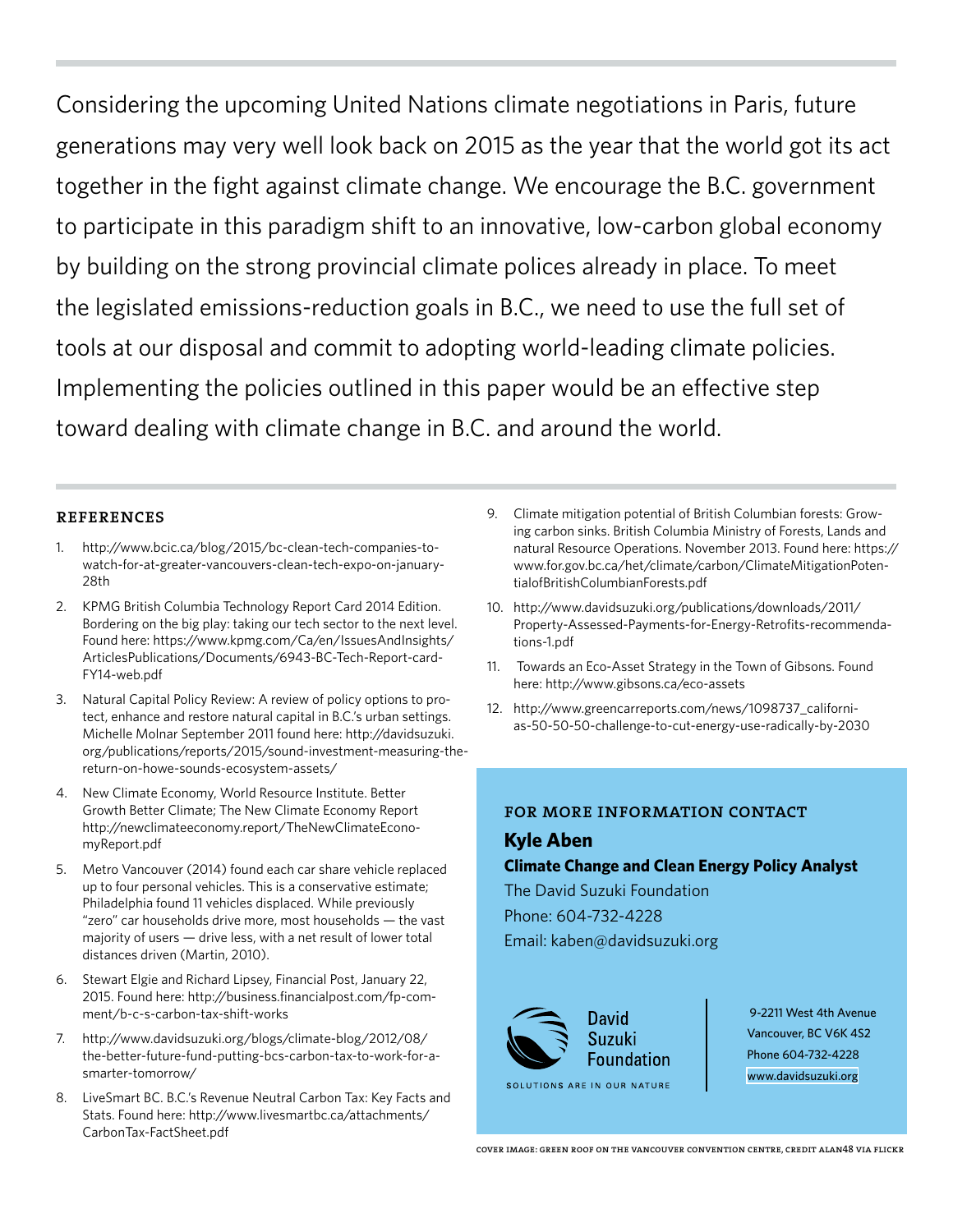Considering the upcoming United Nations climate negotiations in Paris, future generations may very well look back on 2015 as the year that the world got its act together in the fight against climate change. We encourage the B.C. government to participate in this paradigm shift to an innovative, low-carbon global economy by building on the strong provincial climate polices already in place. To meet the legislated emissions-reduction goals in B.C., we need to use the full set of tools at our disposal and commit to adopting world-leading climate policies. Implementing the policies outlined in this paper would be an effective step toward dealing with climate change in B.C. and around the world.

## REFERENCES

1. http://www.bcic.ca/blog/2015/bc-clean-tech-companies-to-watch-for-at-greater-vancouvers-clean-tech-expo-on-january-28th
2. KPMG British Columbia Technology Report Card 2014 Edition. Bordering on the big play: taking our tech sector to the next level. Found here: https://www.kpmg.com/Ca/en/IssuesAndInsights/ArticlesPublications/Documents/6943-BC-Tech-Report-card-FY14-web.pdf
3. Natural Capital Policy Review: A review of policy options to protect, enhance and restore natural capital in B.C.'s urban settings. Michelle Molnar September 2011 found here: http://davidsuzuki.org/publications/reports/2015/sound-investment-measuring-the-return-on-howe-sounds-ecosystem-assets/
4. New Climate Economy, World Resource Institute. Better Growth Better Climate; The New Climate Economy Report http://newclimateeconomy.report/TheNewClimateEconomyReport.pdf
5. Metro Vancouver (2014) found each car share vehicle replaced up to four personal vehicles. This is a conservative estimate; Philadelphia found 11 vehicles displaced. While previously "zero" car households drive more, most households — the vast majority of users — drive less, with a net result of lower total distances driven (Martin, 2010).
6. Stewart Elgie and Richard Lipsey, Financial Post, January 22, 2015. Found here: http://business.financialpost.com/fp-comment/b-c-s-carbon-tax-shift-works
7. http://www.davidsuzuki.org/blogs/climate-blog/2012/08/the-better-future-fund-putting-bcs-carbon-tax-to-work-for-a-smarter-tomorrow/
8. LiveSmart BC. B.C.'s Revenue Neutral Carbon Tax: Key Facts and Stats. Found here: http://www.livesmartbc.ca/attachments/CarbonTax-FactSheet.pdf
9. Climate mitigation potential of British Columbian forests: Growing carbon sinks. British Columbia Ministry of Forests, Lands and natural Resource Operations. November 2013. Found here: https://www.for.gov.bc.ca/het/climate/carbon/ClimateMitigationPotentialofBritishColumbianForests.pdf
10. http://www.davidsuzuki.org/publications/downloads/2011/Property-Assessed-Payments-for-Energy-Retrofits-recommendations-1.pdf
11. Towards an Eco-Asset Strategy in the Town of Gibsons. Found here: http://www.gibsons.ca/eco-assets
12. http://www.greencarreports.com/news/1098737_californias-50-50-50-challenge-to-cut-energy-use-radically-by-2030

### FOR MORE INFORMATION CONTACT

**Kyle Aben**

**Climate Change and Clean Energy Policy Analyst**

The David Suzuki Foundation

Phone: 604-732-4228

Email: kaben@davidsuzuki.org

David Suzuki Foundation

SOLUTIONS ARE IN OUR NATURE

9-2211 West 4th Avenue
Vancouver, BC V6K 4S2
Phone 604-732-4228
www.davidsuzuki.org

COVER IMAGE: GREEN ROOF ON THE VANCOUVER CONVENTION CENTRE, CREDIT ALAN48 VIA FLICKR